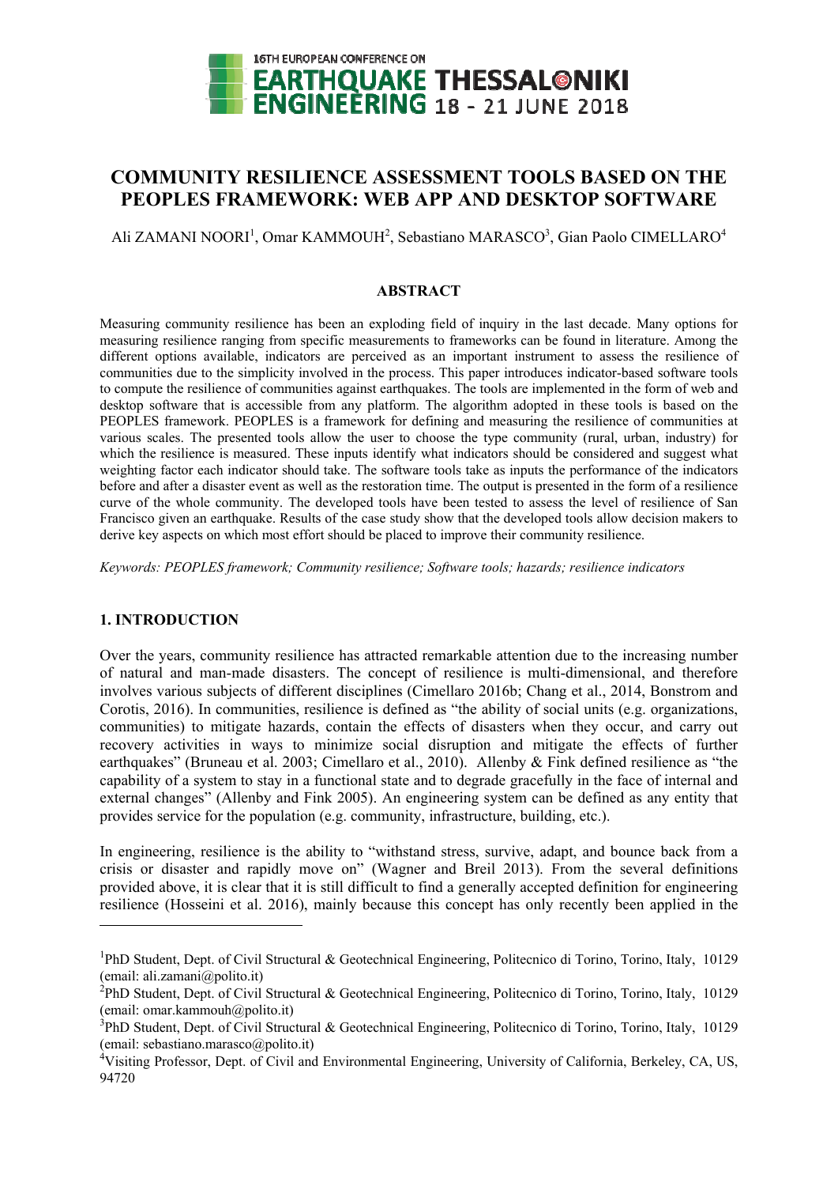# COMMUNITY RESILIENCE ASSESSMENT TOOLS BASED ON THE PEOPLES FRAMEWORK: WEB APP AND DESKTOP SOFTWARE

Ali ZAMANI NOORI[1], Omar KAMMOUH[2], Sebastiano MARASCO[3], Gian Paolo CIMELLARO[4]

## ABSTRACT

Measuring community resilience has been an exploding field of inquiry in the last decade. Many options for measuring resilience ranging from specific measurements to frameworks can be found in literature. Among the different options available, indicators are perceived as an important instrument to assess the resilience of communities due to the simplicity involved in the process. This paper introduces indicator-based software tools to compute the resilience of communities against earthquakes. The tools are implemented in the form of web and desktop software that is accessible from any platform. The algorithm adopted in these tools is based on the PEOPLES framework. PEOPLES is a framework for defining and measuring the resilience of communities at various scales. The presented tools allow the user to choose the type community (rural, urban, industry) for which the resilience is measured. These inputs identify what indicators should be considered and suggest what weighting factor each indicator should take. The software tools take as inputs the performance of the indicators before and after a disaster event as well as the restoration time. The output is presented in the form of a resilience curve of the whole community. The developed tools have been tested to assess the level of resilience of San Francisco given an earthquake. Results of the case study show that the developed tools allow decision makers to derive key aspects on which most effort should be placed to improve their community resilience.

*Keywords: PEOPLES framework; Community resilience; Software tools; hazards; resilience indicators*

## 1. INTRODUCTION

Over the years, community resilience has attracted remarkable attention due to the increasing number of natural and man-made disasters. The concept of resilience is multi-dimensional, and therefore involves various subjects of different disciplines (Cimellaro 2016b; Chang et al., 2014, Bonstrom and Corotis, 2016). In communities, resilience is defined as "the ability of social units (e.g. organizations, communities) to mitigate hazards, contain the effects of disasters when they occur, and carry out recovery activities in ways to minimize social disruption and mitigate the effects of further earthquakes" (Bruneau et al. 2003; Cimellaro et al., 2010). Allenby & Fink defined resilience as "the capability of a system to stay in a functional state and to degrade gracefully in the face of internal and external changes" (Allenby and Fink 2005). An engineering system can be defined as any entity that provides service for the population (e.g. community, infrastructure, building, etc.).

In engineering, resilience is the ability to "withstand stress, survive, adapt, and bounce back from a crisis or disaster and rapidly move on" (Wagner and Breil 2013). From the several definitions provided above, it is clear that it is still difficult to find a generally accepted definition for engineering resilience (Hosseini et al. 2016), mainly because this concept has only recently been applied in the

---

[1]PhD Student, Dept. of Civil Structural & Geotechnical Engineering, Politecnico di Torino, Torino, Italy, 10129 (email: ali.zamani@polito.it)

[2]PhD Student, Dept. of Civil Structural & Geotechnical Engineering, Politecnico di Torino, Torino, Italy, 10129 (email: omar.kammouh@polito.it)

[3]PhD Student, Dept. of Civil Structural & Geotechnical Engineering, Politecnico di Torino, Torino, Italy, 10129 (email: sebastiano.marasco@polito.it)

[4]Visiting Professor, Dept. of Civil and Environmental Engineering, University of California, Berkeley, CA, US, 94720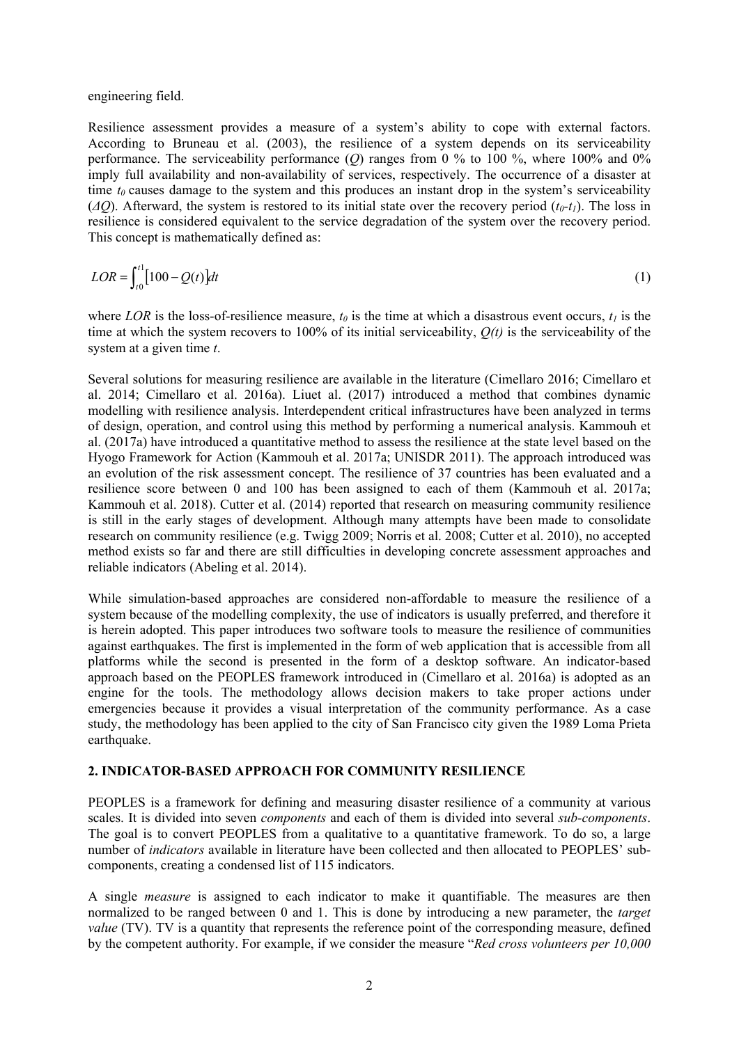engineering field.

Resilience assessment provides a measure of a system's ability to cope with external factors. According to Bruneau et al. (2003), the resilience of a system depends on its serviceability performance. The serviceability performance ($Q$) ranges from 0 % to 100 %, where 100% and 0% imply full availability and non-availability of services, respectively. The occurrence of a disaster at time $t_0$ causes damage to the system and this produces an instant drop in the system's serviceability ($\Delta Q$). Afterward, the system is restored to its initial state over the recovery period ($t_0$-$t_1$). The loss in resilience is considered equivalent to the service degradation of the system over the recovery period. This concept is mathematically defined as:

$$LOR = \int_{t0}^{t1} [100 - Q(t)]dt \tag{1}$$

where *LOR* is the loss-of-resilience measure, $t_0$ is the time at which a disastrous event occurs, $t_1$ is the time at which the system recovers to 100% of its initial serviceability, $Q(t)$ is the serviceability of the system at a given time $t$.

Several solutions for measuring resilience are available in the literature (Cimellaro 2016; Cimellaro et al. 2014; Cimellaro et al. 2016a). Liuet al. (2017) introduced a method that combines dynamic modelling with resilience analysis. Interdependent critical infrastructures have been analyzed in terms of design, operation, and control using this method by performing a numerical analysis. Kammouh et al. (2017a) have introduced a quantitative method to assess the resilience at the state level based on the Hyogo Framework for Action (Kammouh et al. 2017a; UNISDR 2011). The approach introduced was an evolution of the risk assessment concept. The resilience of 37 countries has been evaluated and a resilience score between 0 and 100 has been assigned to each of them (Kammouh et al. 2017a; Kammouh et al. 2018). Cutter et al. (2014) reported that research on measuring community resilience is still in the early stages of development. Although many attempts have been made to consolidate research on community resilience (e.g. Twigg 2009; Norris et al. 2008; Cutter et al. 2010), no accepted method exists so far and there are still difficulties in developing concrete assessment approaches and reliable indicators (Abeling et al. 2014).

While simulation-based approaches are considered non-affordable to measure the resilience of a system because of the modelling complexity, the use of indicators is usually preferred, and therefore it is herein adopted. This paper introduces two software tools to measure the resilience of communities against earthquakes. The first is implemented in the form of web application that is accessible from all platforms while the second is presented in the form of a desktop software. An indicator-based approach based on the PEOPLES framework introduced in (Cimellaro et al. 2016a) is adopted as an engine for the tools. The methodology allows decision makers to take proper actions under emergencies because it provides a visual interpretation of the community performance. As a case study, the methodology has been applied to the city of San Francisco city given the 1989 Loma Prieta earthquake.

## 2. INDICATOR-BASED APPROACH FOR COMMUNITY RESILIENCE

PEOPLES is a framework for defining and measuring disaster resilience of a community at various scales. It is divided into seven *components* and each of them is divided into several *sub-components*. The goal is to convert PEOPLES from a qualitative to a quantitative framework. To do so, a large number of *indicators* available in literature have been collected and then allocated to PEOPLES' sub-components, creating a condensed list of 115 indicators.

A single *measure* is assigned to each indicator to make it quantifiable. The measures are then normalized to be ranged between 0 and 1. This is done by introducing a new parameter, the *target value* (TV). TV is a quantity that represents the reference point of the corresponding measure, defined by the competent authority. For example, if we consider the measure "*Red cross volunteers per 10,000*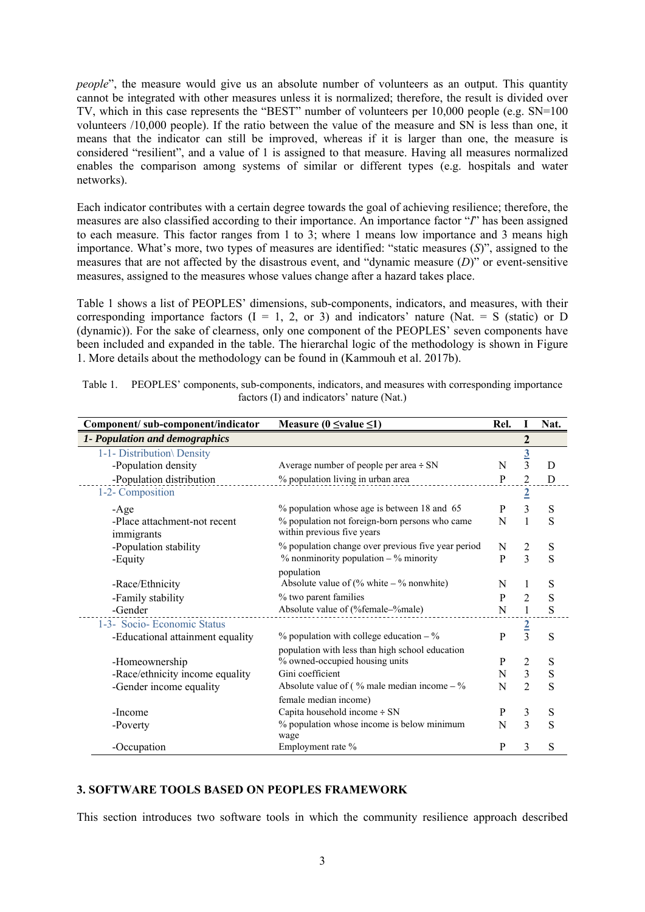*people*", the measure would give us an absolute number of volunteers as an output. This quantity cannot be integrated with other measures unless it is normalized; therefore, the result is divided over TV, which in this case represents the "BEST" number of volunteers per 10,000 people (e.g. SN=100 volunteers /10,000 people). If the ratio between the value of the measure and SN is less than one, it means that the indicator can still be improved, whereas if it is larger than one, the measure is considered "resilient", and a value of 1 is assigned to that measure. Having all measures normalized enables the comparison among systems of similar or different types (e.g. hospitals and water networks).

Each indicator contributes with a certain degree towards the goal of achieving resilience; therefore, the measures are also classified according to their importance. An importance factor "*I*" has been assigned to each measure. This factor ranges from 1 to 3; where 1 means low importance and 3 means high importance. What's more, two types of measures are identified: "static measures (*S*)", assigned to the measures that are not affected by the disastrous event, and "dynamic measure (*D*)" or event-sensitive measures, assigned to the measures whose values change after a hazard takes place.

Table 1 shows a list of PEOPLES' dimensions, sub-components, indicators, and measures, with their corresponding importance factors (I = 1, 2, or 3) and indicators' nature (Nat. = S (static) or D (dynamic)). For the sake of clearness, only one component of the PEOPLES' seven components have been included and expanded in the table. The hierarchal logic of the methodology is shown in Figure 1. More details about the methodology can be found in (Kammouh et al. 2017b).

Table 1. PEOPLES' components, sub-components, indicators, and measures with corresponding importance factors (I) and indicators' nature (Nat.)

| Component/ sub-component/indicator | Measure (0 ≤value ≤1) | Rel. | I | Nat. |
|---|---|---|---|---|
| ***1- Population and demographics*** | | | **2** | |
| 1-1- Distribution\ Density | | | **3** | |
| -Population density | Average number of people per area ÷ SN | N | 3 | D |
| -Population distribution | % population living in urban area | P | 2 | D |
| 1-2- Composition | | | **2** | |
| -Age | % population whose age is between 18 and 65 | P | 3 | S |
| -Place attachment-not recent immigrants | % population not foreign-born persons who came within previous five years | N | 1 | S |
| -Population stability | % population change over previous five year period | N | 2 | S |
| -Equity | % nonminority population – % minority population | P | 3 | S |
| -Race/Ethnicity | Absolute value of (% white – % nonwhite) | N | 1 | S |
| -Family stability | % two parent families | P | 2 | S |
| -Gender | Absolute value of (%female–%male) | N | 1 | S |
| 1-3- Socio- Economic Status | | | **2** | |
| -Educational attainment equality | % population with college education – % population with less than high school education | P | 3 | S |
| -Homeownership | % owned-occupied housing units | P | 2 | S |
| -Race/ethnicity income equality | Gini coefficient | N | 3 | S |
| -Gender income equality | Absolute value of ( % male median income – % female median income) | N | 2 | S |
| -Income | Capita household income ÷ SN | P | 3 | S |
| -Poverty | % population whose income is below minimum wage | N | 3 | S |
| -Occupation | Employment rate % | P | 3 | S |

## 3. SOFTWARE TOOLS BASED ON PEOPLES FRAMEWORK

This section introduces two software tools in which the community resilience approach described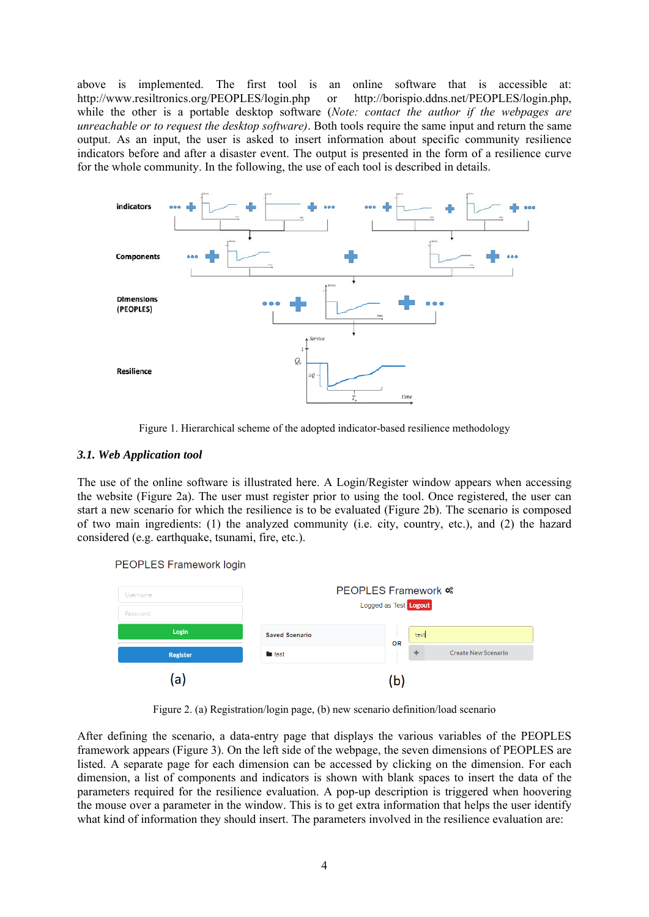above is implemented. The first tool is an online software that is accessible at: http://www.resiltronics.org/PEOPLES/login.php or http://borispio.ddns.net/PEOPLES/login.php, while the other is a portable desktop software (*Note: contact the author if the webpages are unreachable or to request the desktop software)*. Both tools require the same input and return the same output. As an input, the user is asked to insert information about specific community resilience indicators before and after a disaster event. The output is presented in the form of a resilience curve for the whole community. In the following, the use of each tool is described in details.

indicators

Components

Dimensions (PEOPLES)

Resilience

Figure 1. Hierarchical scheme of the adopted indicator-based resilience methodology

### *3.1. Web Application tool*

The use of the online software is illustrated here. A Login/Register window appears when accessing the website (Figure 2a). The user must register prior to using the tool. Once registered, the user can start a new scenario for which the resilience is to be evaluated (Figure 2b). The scenario is composed of two main ingredients: (1) the analyzed community (i.e. city, country, etc.), and (2) the hazard considered (e.g. earthquake, tsunami, fire, etc.).

PEOPLES Framework login

PEOPLES Framework

(a)

(b)

Figure 2. (a) Registration/login page, (b) new scenario definition/load scenario

After defining the scenario, a data-entry page that displays the various variables of the PEOPLES framework appears (Figure 3). On the left side of the webpage, the seven dimensions of PEOPLES are listed. A separate page for each dimension can be accessed by clicking on the dimension. For each dimension, a list of components and indicators is shown with blank spaces to insert the data of the parameters required for the resilience evaluation. A pop-up description is triggered when hoovering the mouse over a parameter in the window. This is to get extra information that helps the user identify what kind of information they should insert. The parameters involved in the resilience evaluation are: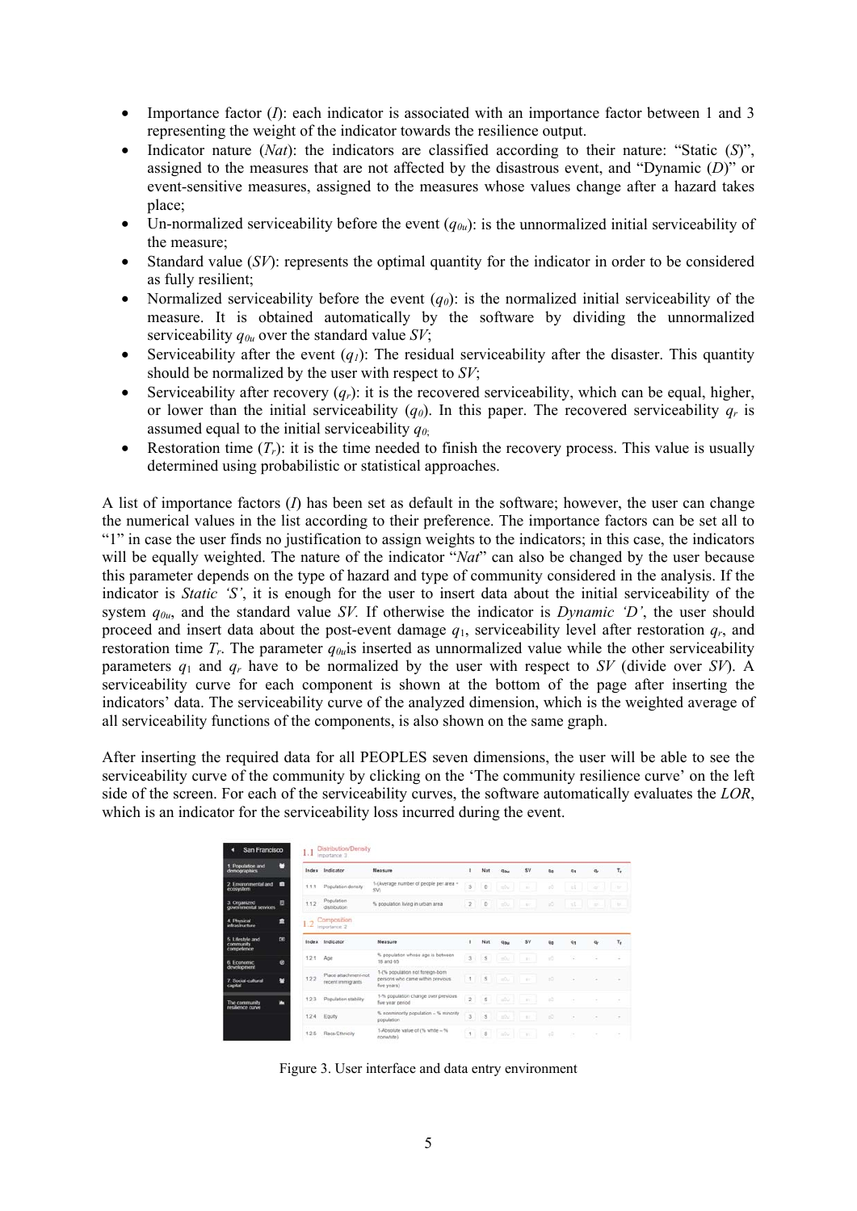- Importance factor ($I$): each indicator is associated with an importance factor between 1 and 3 representing the weight of the indicator towards the resilience output.
- Indicator nature ($Nat$): the indicators are classified according to their nature: "Static ($S$)", assigned to the measures that are not affected by the disastrous event, and "Dynamic ($D$)" or event-sensitive measures, assigned to the measures whose values change after a hazard takes place;
- Un-normalized serviceability before the event ($q_{0u}$): is the unnormalized initial serviceability of the measure;
- Standard value ($SV$): represents the optimal quantity for the indicator in order to be considered as fully resilient;
- Normalized serviceability before the event ($q_0$): is the normalized initial serviceability of the measure. It is obtained automatically by the software by dividing the unnormalized serviceability $q_{0u}$ over the standard value $SV$;
- Serviceability after the event ($q_1$): The residual serviceability after the disaster. This quantity should be normalized by the user with respect to $SV$;
- Serviceability after recovery ($q_r$): it is the recovered serviceability, which can be equal, higher, or lower than the initial serviceability ($q_0$). In this paper. The recovered serviceability $q_r$ is assumed equal to the initial serviceability $q_0$;
- Restoration time ($T_r$): it is the time needed to finish the recovery process. This value is usually determined using probabilistic or statistical approaches.

A list of importance factors ($I$) has been set as default in the software; however, the user can change the numerical values in the list according to their preference. The importance factors can be set all to "1" in case the user finds no justification to assign weights to the indicators; in this case, the indicators will be equally weighted. The nature of the indicator "*Nat*" can also be changed by the user because this parameter depends on the type of hazard and type of community considered in the analysis. If the indicator is *Static 'S'*, it is enough for the user to insert data about the initial serviceability of the system $q_{0u}$, and the standard value $SV$. If otherwise the indicator is *Dynamic 'D'*, the user should proceed and insert data about the post-event damage $q_1$, serviceability level after restoration $q_r$, and restoration time $T_r$. The parameter $q_{0u}$ is inserted as unnormalized value while the other serviceability parameters $q_1$ and $q_r$ have to be normalized by the user with respect to $SV$ (divide over $SV$). A serviceability curve for each component is shown at the bottom of the page after inserting the indicators' data. The serviceability curve of the analyzed dimension, which is the weighted average of all serviceability functions of the components, is also shown on the same graph.

After inserting the required data for all PEOPLES seven dimensions, the user will be able to see the serviceability curve of the community by clicking on the 'The community resilience curve' on the left side of the screen. For each of the serviceability curves, the software automatically evaluates the *LOR*, which is an indicator for the serviceability loss incurred during the event.

Figure 3. User interface and data entry environment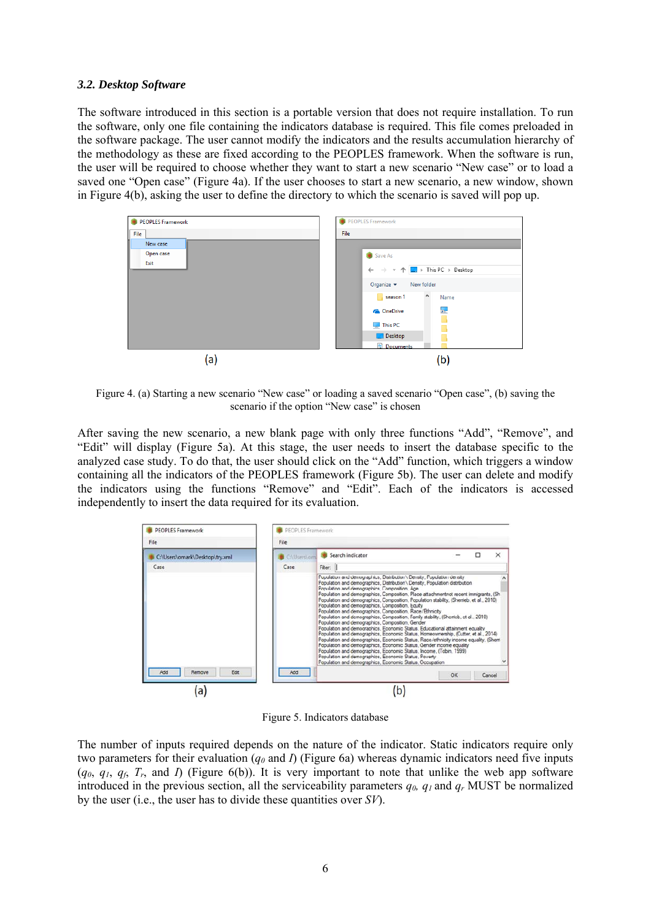### *3.2. Desktop Software*

The software introduced in this section is a portable version that does not require installation. To run the software, only one file containing the indicators database is required. This file comes preloaded in the software package. The user cannot modify the indicators and the results accumulation hierarchy of the methodology as these are fixed according to the PEOPLES framework. When the software is run, the user will be required to choose whether they want to start a new scenario "New case" or to load a saved one "Open case" (Figure 4a). If the user chooses to start a new scenario, a new window, shown in Figure 4(b), asking the user to define the directory to which the scenario is saved will pop up.

Figure 4. (a) Starting a new scenario "New case" or loading a saved scenario "Open case", (b) saving the scenario if the option "New case" is chosen

After saving the new scenario, a new blank page with only three functions "Add", "Remove", and "Edit" will display (Figure 5a). At this stage, the user needs to insert the database specific to the analyzed case study. To do that, the user should click on the "Add" function, which triggers a window containing all the indicators of the PEOPLES framework (Figure 5b). The user can delete and modify the indicators using the functions "Remove" and "Edit". Each of the indicators is accessed independently to insert the data required for its evaluation.

Figure 5. Indicators database

The number of inputs required depends on the nature of the indicator. Static indicators require only two parameters for their evaluation ($q_0$ and $I$) (Figure 6a) whereas dynamic indicators need five inputs ($q_0$, $q_1$, $q_f$, $T_r$, and $I$) (Figure 6(b)). It is very important to note that unlike the web app software introduced in the previous section, all the serviceability parameters $q_0$, $q_1$ and $q_r$ MUST be normalized by the user (i.e., the user has to divide these quantities over $SV$).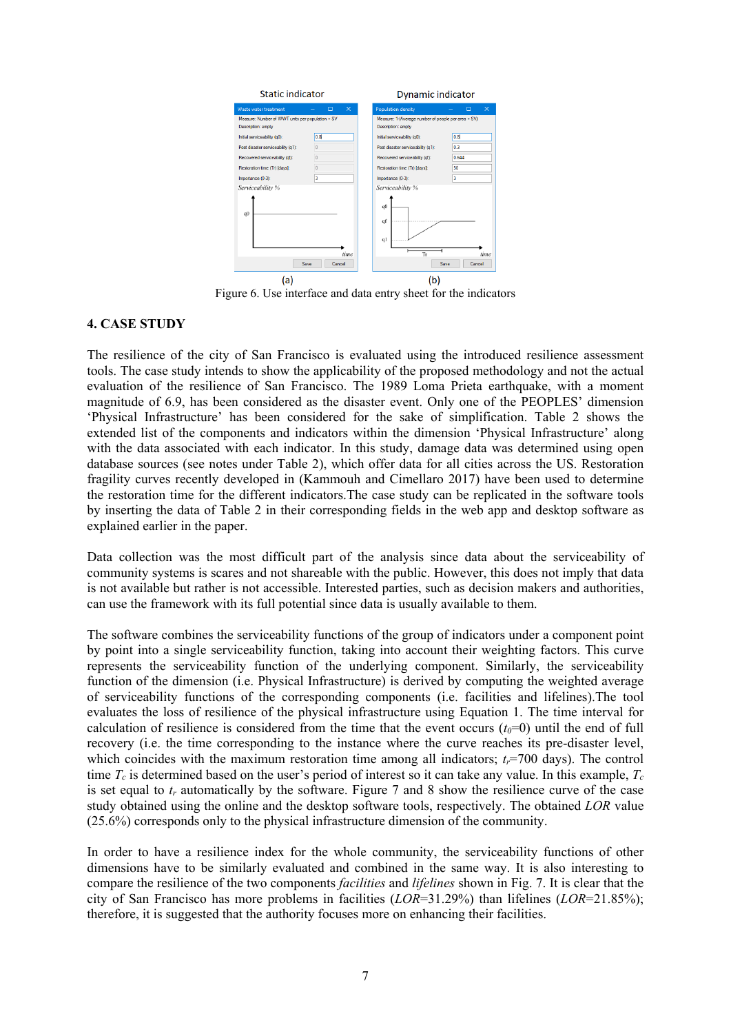Static indicator

Waste water treatment

Measure: Number of WWT units per population + SV

Description: empty

Initial serviceability (q0): 0.8

Post disaster serviceability (q1): 0

Recovered serviceability (qf): 0

Restoration time (Tr) [days]: 0

Importance (0-3): 3

Serviceability %

q0

time

Save Cancel

Dynamic indicator

Population density

Measure: 1-(Average number of people per area + SV)

Description: empty

Initial serviceability (q0): 0.8

Post disaster serviceability (q1): 0.3

Recovered serviceability (qf): 0.544

Restoration time (Tr) [days]: 50

Importance (0-3): 3

Serviceability %

q0

qf

q1

Tr

time

Save Cancel

(a) (b)

Figure 6. Use interface and data entry sheet for the indicators

## 4. CASE STUDY

The resilience of the city of San Francisco is evaluated using the introduced resilience assessment tools. The case study intends to show the applicability of the proposed methodology and not the actual evaluation of the resilience of San Francisco. The 1989 Loma Prieta earthquake, with a moment magnitude of 6.9, has been considered as the disaster event. Only one of the PEOPLES' dimension 'Physical Infrastructure' has been considered for the sake of simplification. Table 2 shows the extended list of the components and indicators within the dimension 'Physical Infrastructure' along with the data associated with each indicator. In this study, damage data was determined using open database sources (see notes under Table 2), which offer data for all cities across the US. Restoration fragility curves recently developed in (Kammouh and Cimellaro 2017) have been used to determine the restoration time for the different indicators.The case study can be replicated in the software tools by inserting the data of Table 2 in their corresponding fields in the web app and desktop software as explained earlier in the paper.

Data collection was the most difficult part of the analysis since data about the serviceability of community systems is scares and not shareable with the public. However, this does not imply that data is not available but rather is not accessible. Interested parties, such as decision makers and authorities, can use the framework with its full potential since data is usually available to them.

The software combines the serviceability functions of the group of indicators under a component point by point into a single serviceability function, taking into account their weighting factors. This curve represents the serviceability function of the underlying component. Similarly, the serviceability function of the dimension (i.e. Physical Infrastructure) is derived by computing the weighted average of serviceability functions of the corresponding components (i.e. facilities and lifelines).The tool evaluates the loss of resilience of the physical infrastructure using Equation 1. The time interval for calculation of resilience is considered from the time that the event occurs ($t_0$=0) until the end of full recovery (i.e. the time corresponding to the instance where the curve reaches its pre-disaster level, which coincides with the maximum restoration time among all indicators; $t_r$=700 days). The control time $T_c$ is determined based on the user's period of interest so it can take any value. In this example, $T_c$ is set equal to $t_r$ automatically by the software. Figure 7 and 8 show the resilience curve of the case study obtained using the online and the desktop software tools, respectively. The obtained *LOR* value (25.6%) corresponds only to the physical infrastructure dimension of the community.

In order to have a resilience index for the whole community, the serviceability functions of other dimensions have to be similarly evaluated and combined in the same way. It is also interesting to compare the resilience of the two components *facilities* and *lifelines* shown in Fig. 7. It is clear that the city of San Francisco has more problems in facilities (*LOR*=31.29%) than lifelines (*LOR*=21.85%); therefore, it is suggested that the authority focuses more on enhancing their facilities.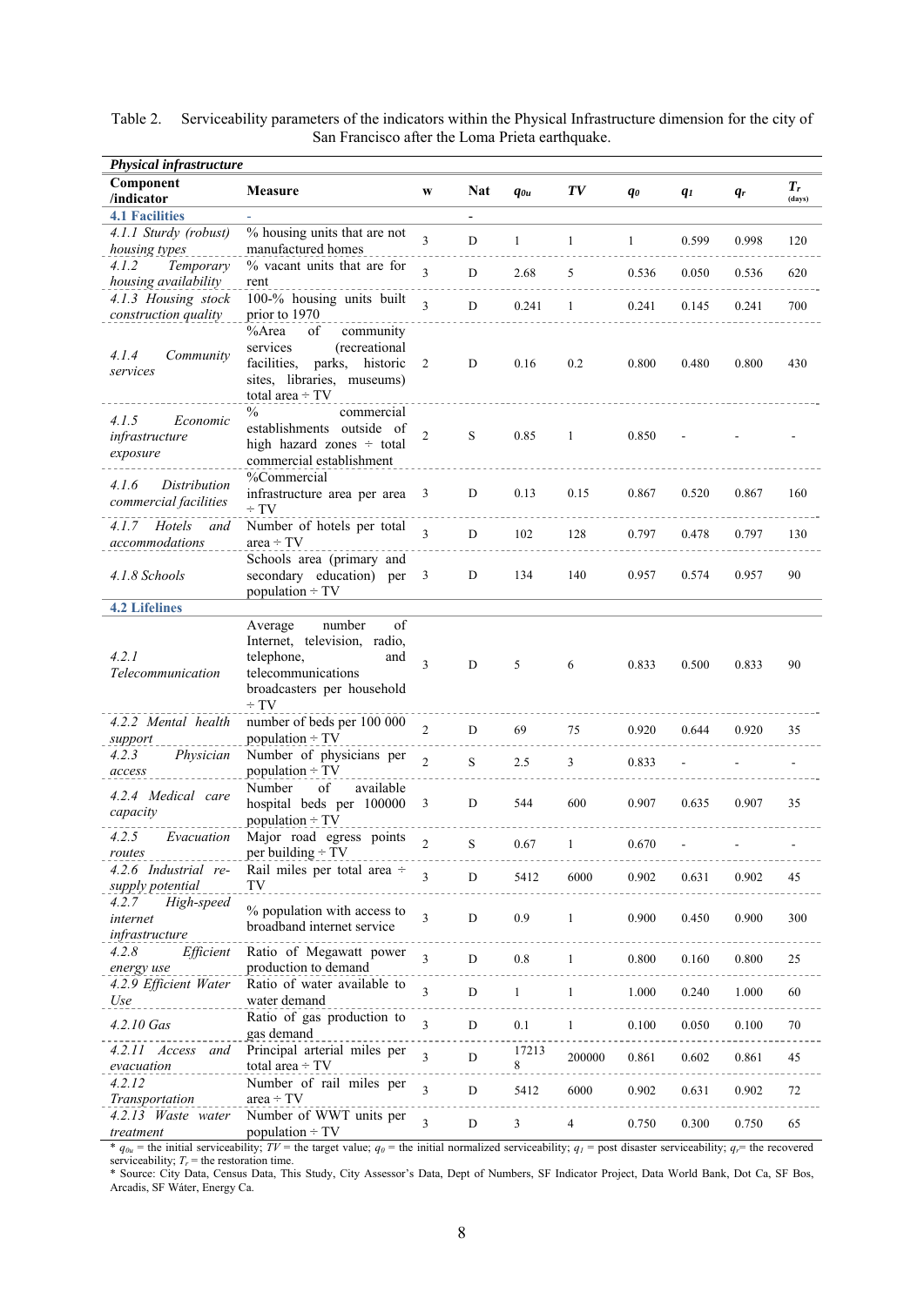Table 2. Serviceability parameters of the indicators within the Physical Infrastructure dimension for the city of San Francisco after the Loma Prieta earthquake.

| ***Physical infrastructure*** | | | | | | | | | |
|---|---|---|---|---|---|---|---|---|---|
| **Component /indicator** | **Measure** | **w** | **Nat** | $q_{0u}$ | ***TV*** | $q_0$ | $q_1$ | $q_r$ | $T_r$ (days) |
| **4.1 Facilities** | - | | - | | | | | | |
| *4.1.1 Sturdy (robust) housing types* | % housing units that are not manufactured homes | 3 | D | 1 | 1 | 1 | 0.599 | 0.998 | 120 |
| *4.1.2 Temporary housing availability* | % vacant units that are for rent | 3 | D | 2.68 | 5 | 0.536 | 0.050 | 0.536 | 620 |
| *4.1.3 Housing stock construction quality* | 100-% housing units built prior to 1970 | 3 | D | 0.241 | 1 | 0.241 | 0.145 | 0.241 | 700 |
| *4.1.4 Community services* | %Area of community services (recreational facilities, parks, historic sites, libraries, museums) total area ÷ TV | 2 | D | 0.16 | 0.2 | 0.800 | 0.480 | 0.800 | 430 |
| *4.1.5 Economic infrastructure exposure* | % commercial establishments outside of high hazard zones ÷ total commercial establishment | 2 | S | 0.85 | 1 | 0.850 | - | - | - |
| *4.1.6 Distribution commercial facilities* | %Commercial infrastructure area per area ÷ TV | 3 | D | 0.13 | 0.15 | 0.867 | 0.520 | 0.867 | 160 |
| *4.1.7 Hotels and accommodations* | Number of hotels per total area ÷ TV | 3 | D | 102 | 128 | 0.797 | 0.478 | 0.797 | 130 |
| *4.1.8 Schools* | Schools area (primary and secondary education) per population ÷ TV | 3 | D | 134 | 140 | 0.957 | 0.574 | 0.957 | 90 |
| **4.2 Lifelines** | | | | | | | | | |
| *4.2.1 Telecommunication* | Average number of Internet, television, radio, telephone, and telecommunications broadcasters per household ÷ TV | 3 | D | 5 | 6 | 0.833 | 0.500 | 0.833 | 90 |
| *4.2.2 Mental health support* | number of beds per 100 000 population ÷ TV | 2 | D | 69 | 75 | 0.920 | 0.644 | 0.920 | 35 |
| *4.2.3 Physician access* | Number of physicians per population ÷ TV | 2 | S | 2.5 | 3 | 0.833 | - | - | - |
| *4.2.4 Medical care capacity* | Number of available hospital beds per 100000 population ÷ TV | 3 | D | 544 | 600 | 0.907 | 0.635 | 0.907 | 35 |
| *4.2.5 Evacuation routes* | Major road egress points per building ÷ TV | 2 | S | 0.67 | 1 | 0.670 | - | - | - |
| *4.2.6 Industrial re-supply potential* | Rail miles per total area ÷ TV | 3 | D | 5412 | 6000 | 0.902 | 0.631 | 0.902 | 45 |
| *4.2.7 High-speed internet infrastructure* | % population with access to broadband internet service | 3 | D | 0.9 | 1 | 0.900 | 0.450 | 0.900 | 300 |
| *4.2.8 Efficient energy use* | Ratio of Megawatt power production to demand | 3 | D | 0.8 | 1 | 0.800 | 0.160 | 0.800 | 25 |
| *4.2.9 Efficient Water Use* | Ratio of water available to water demand | 3 | D | 1 | 1 | 1.000 | 0.240 | 1.000 | 60 |
| *4.2.10 Gas* | Ratio of gas production to gas demand | 3 | D | 0.1 | 1 | 0.100 | 0.050 | 0.100 | 70 |
| *4.2.11 Access and evacuation* | Principal arterial miles per total area ÷ TV | 3 | D | 172138 | 200000 | 0.861 | 0.602 | 0.861 | 45 |
| *4.2.12 Transportation* | Number of rail miles per area ÷ TV | 3 | D | 5412 | 6000 | 0.902 | 0.631 | 0.902 | 72 |
| *4.2.13 Waste water treatment* | Number of WWT units per population ÷ TV | 3 | D | 3 | 4 | 0.750 | 0.300 | 0.750 | 65 |

\* $q_{0u}$ = the initial serviceability; $TV$ = the target value; $q_0$ = the initial normalized serviceability; $q_1$ = post disaster serviceability; $q_r$= the recovered serviceability; $T_r$ = the restoration time.
\* Source: City Data, Census Data, This Study, City Assessor's Data, Dept of Numbers, SF Indicator Project, Data World Bank, Dot Ca, SF Bos, Arcadis, SF Wáter, Energy Ca.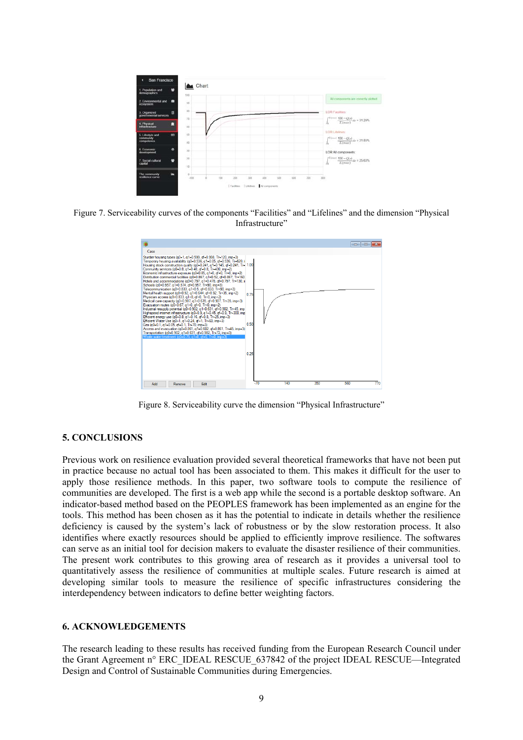Figure 7. Serviceability curves of the components “Facilities” and “Lifelines” and the dimension “Physical Infrastructure”

Figure 8. Serviceability curve the dimension “Physical Infrastructure”

## 5. CONCLUSIONS

Previous work on resilience evaluation provided several theoretical frameworks that have not been put in practice because no actual tool has been associated to them. This makes it difficult for the user to apply those resilience methods. In this paper, two software tools to compute the resilience of communities are developed. The first is a web app while the second is a portable desktop software. An indicator-based method based on the PEOPLES framework has been implemented as an engine for the tools. This method has been chosen as it has the potential to indicate in details whether the resilience deficiency is caused by the system’s lack of robustness or by the slow restoration process. It also identifies where exactly resources should be applied to efficiently improve resilience. The softwares can serve as an initial tool for decision makers to evaluate the disaster resilience of their communities. The present work contributes to this growing area of research as it provides a universal tool to quantitatively assess the resilience of communities at multiple scales. Future research is aimed at developing similar tools to measure the resilience of specific infrastructures considering the interdependency between indicators to define better weighting factors.

## 6. ACKNOWLEDGEMENTS

The research leading to these results has received funding from the European Research Council under the Grant Agreement n° ERC_IDEAL RESCUE_637842 of the project IDEAL RESCUE—Integrated Design and Control of Sustainable Communities during Emergencies.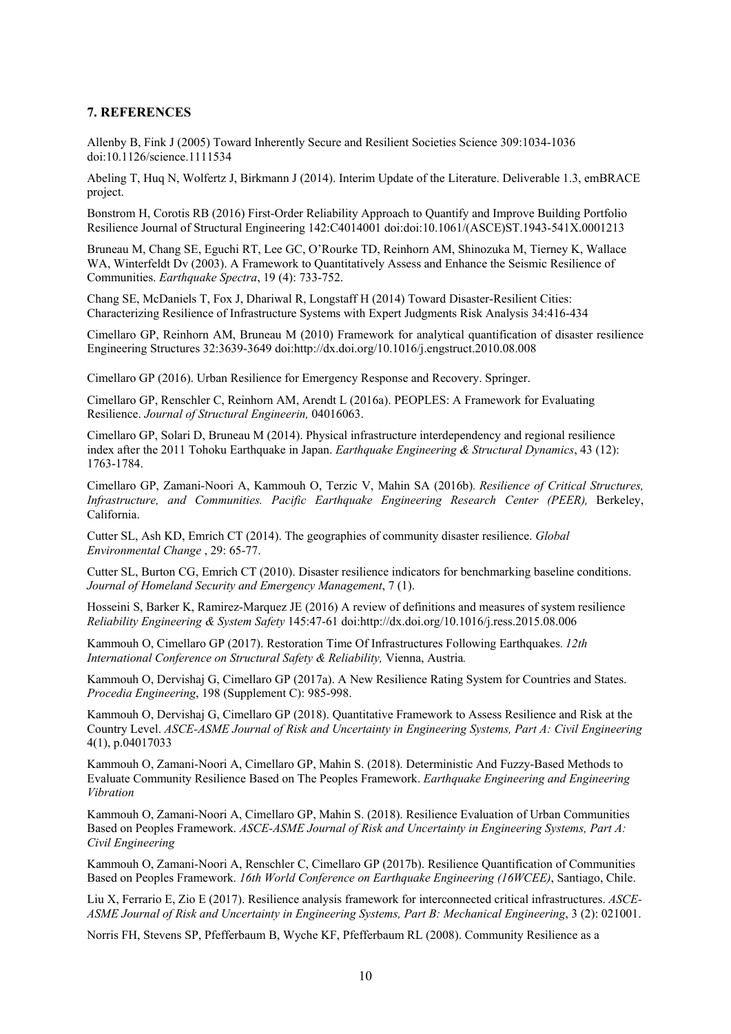## 7. REFERENCES

Allenby B, Fink J (2005) Toward Inherently Secure and Resilient Societies Science 309:1034-1036 doi:10.1126/science.1111534

Abeling T, Huq N, Wolfertz J, Birkmann J (2014). Interim Update of the Literature. Deliverable 1.3, emBRACE project.

Bonstrom H, Corotis RB (2016) First-Order Reliability Approach to Quantify and Improve Building Portfolio Resilience Journal of Structural Engineering 142:C4014001 doi:doi:10.1061/(ASCE)ST.1943-541X.0001213

Bruneau M, Chang SE, Eguchi RT, Lee GC, O'Rourke TD, Reinhorn AM, Shinozuka M, Tierney K, Wallace WA, Winterfeldt Dv (2003). A Framework to Quantitatively Assess and Enhance the Seismic Resilience of Communities. *Earthquake Spectra*, 19 (4): 733-752.

Chang SE, McDaniels T, Fox J, Dhariwal R, Longstaff H (2014) Toward Disaster-Resilient Cities: Characterizing Resilience of Infrastructure Systems with Expert Judgments Risk Analysis 34:416-434

Cimellaro GP, Reinhorn AM, Bruneau M (2010) Framework for analytical quantification of disaster resilience Engineering Structures 32:3639-3649 doi:http://dx.doi.org/10.1016/j.engstruct.2010.08.008

Cimellaro GP (2016). Urban Resilience for Emergency Response and Recovery. Springer.

Cimellaro GP, Renschler C, Reinhorn AM, Arendt L (2016a). PEOPLES: A Framework for Evaluating Resilience. *Journal of Structural Engineerin,* 04016063.

Cimellaro GP, Solari D, Bruneau M (2014). Physical infrastructure interdependency and regional resilience index after the 2011 Tohoku Earthquake in Japan. *Earthquake Engineering & Structural Dynamics*, 43 (12): 1763-1784.

Cimellaro GP, Zamani-Noori A, Kammouh O, Terzic V, Mahin SA (2016b). *Resilience of Critical Structures, Infrastructure, and Communities. Pacific Earthquake Engineering Research Center (PEER),* Berkeley, California.

Cutter SL, Ash KD, Emrich CT (2014). The geographies of community disaster resilience. *Global Environmental Change* , 29: 65-77.

Cutter SL, Burton CG, Emrich CT (2010). Disaster resilience indicators for benchmarking baseline conditions. *Journal of Homeland Security and Emergency Management*, 7 (1).

Hosseini S, Barker K, Ramirez-Marquez JE (2016) A review of definitions and measures of system resilience *Reliability Engineering & System Safety* 145:47-61 doi:http://dx.doi.org/10.1016/j.ress.2015.08.006

Kammouh O, Cimellaro GP (2017). Restoration Time Of Infrastructures Following Earthquakes*. 12th International Conference on Structural Safety & Reliability,* Vienna, Austria*.*

Kammouh O, Dervishaj G, Cimellaro GP (2017a). A New Resilience Rating System for Countries and States. *Procedia Engineering*, 198 (Supplement C): 985-998.

Kammouh O, Dervishaj G, Cimellaro GP (2018). Quantitative Framework to Assess Resilience and Risk at the Country Level. *ASCE-ASME Journal of Risk and Uncertainty in Engineering Systems, Part A: Civil Engineering* 4(1), p.04017033

Kammouh O, Zamani-Noori A, Cimellaro GP, Mahin S. (2018). Deterministic And Fuzzy-Based Methods to Evaluate Community Resilience Based on The Peoples Framework. *Earthquake Engineering and Engineering Vibration*

Kammouh O, Zamani-Noori A, Cimellaro GP, Mahin S. (2018). Resilience Evaluation of Urban Communities Based on Peoples Framework. *ASCE-ASME Journal of Risk and Uncertainty in Engineering Systems, Part A: Civil Engineering*

Kammouh O, Zamani-Noori A, Renschler C, Cimellaro GP (2017b). Resilience Quantification of Communities Based on Peoples Framework. *16th World Conference on Earthquake Engineering (16WCEE)*, Santiago, Chile.

Liu X, Ferrario E, Zio E (2017). Resilience analysis framework for interconnected critical infrastructures. *ASCE-ASME Journal of Risk and Uncertainty in Engineering Systems, Part B: Mechanical Engineering*, 3 (2): 021001.

Norris FH, Stevens SP, Pfefferbaum B, Wyche KF, Pfefferbaum RL (2008). Community Resilience as a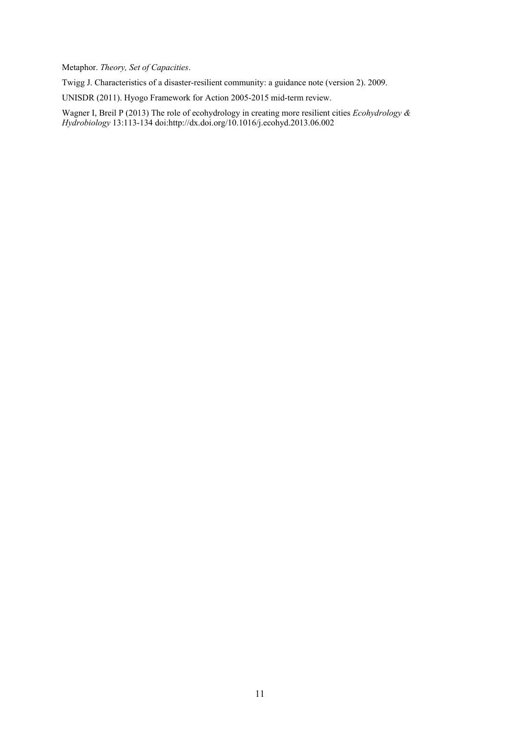Metaphor. *Theory, Set of Capacities*.

Twigg J. Characteristics of a disaster-resilient community: a guidance note (version 2). 2009.

UNISDR (2011). Hyogo Framework for Action 2005-2015 mid-term review.

Wagner I, Breil P (2013) The role of ecohydrology in creating more resilient cities *Ecohydrology & Hydrobiology* 13:113-134 doi:http://dx.doi.org/10.1016/j.ecohyd.2013.06.002